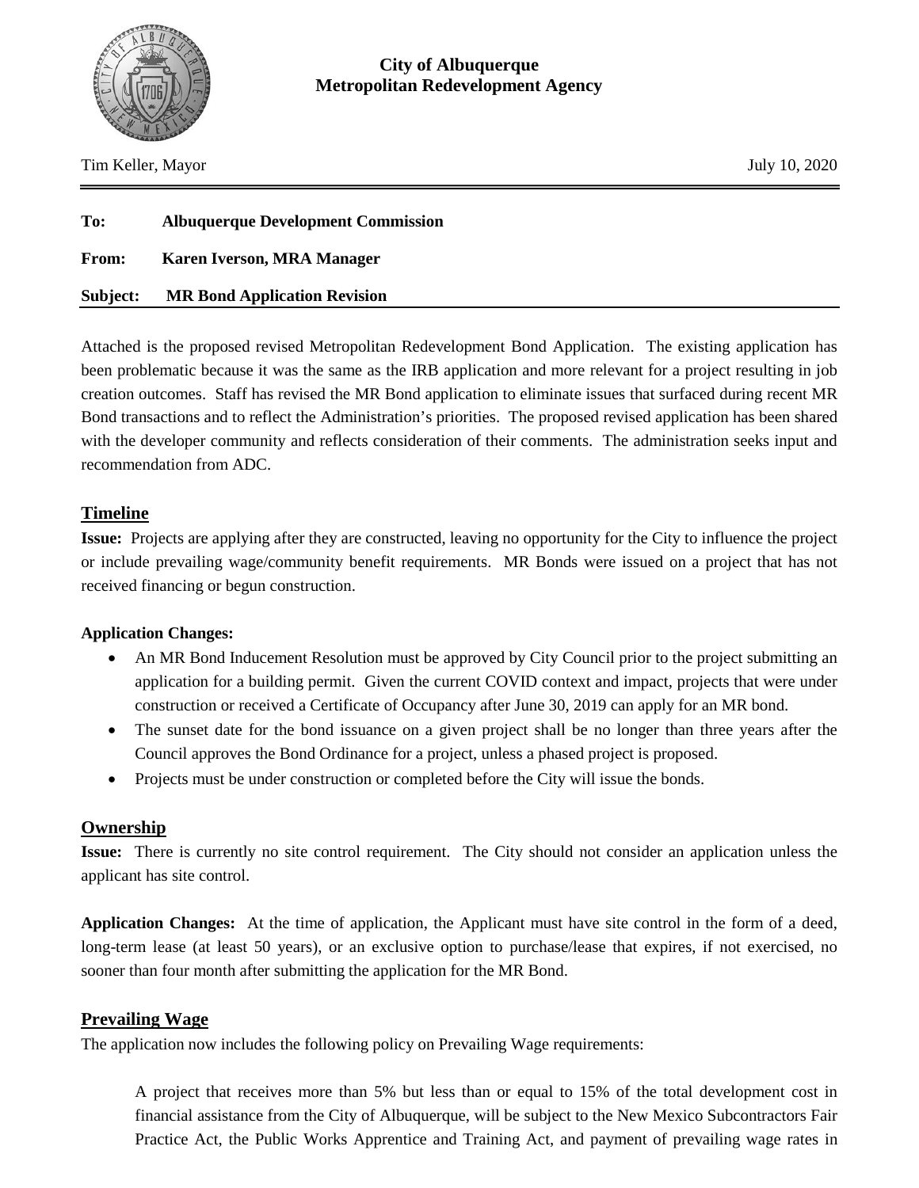**City of Albuquerque**
**Metropolitan Redevelopment Agency**

Tim Keller, Mayor

July 10, 2020

**To:** **Albuquerque Development Commission**

**From:** **Karen Iverson, MRA Manager**

**Subject:** **MR Bond Application Revision**

Attached is the proposed revised Metropolitan Redevelopment Bond Application. The existing application has been problematic because it was the same as the IRB application and more relevant for a project resulting in job creation outcomes. Staff has revised the MR Bond application to eliminate issues that surfaced during recent MR Bond transactions and to reflect the Administration's priorities. The proposed revised application has been shared with the developer community and reflects consideration of their comments. The administration seeks input and recommendation from ADC.

## Timeline

**Issue:** Projects are applying after they are constructed, leaving no opportunity for the City to influence the project or include prevailing wage/community benefit requirements. MR Bonds were issued on a project that has not received financing or begun construction.

**Application Changes:**

- An MR Bond Inducement Resolution must be approved by City Council prior to the project submitting an application for a building permit. Given the current COVID context and impact, projects that were under construction or received a Certificate of Occupancy after June 30, 2019 can apply for an MR bond.
- The sunset date for the bond issuance on a given project shall be no longer than three years after the Council approves the Bond Ordinance for a project, unless a phased project is proposed.
- Projects must be under construction or completed before the City will issue the bonds.

## Ownership

**Issue:** There is currently no site control requirement. The City should not consider an application unless the applicant has site control.

**Application Changes:** At the time of application, the Applicant must have site control in the form of a deed, long-term lease (at least 50 years), or an exclusive option to purchase/lease that expires, if not exercised, no sooner than four month after submitting the application for the MR Bond.

## Prevailing Wage

The application now includes the following policy on Prevailing Wage requirements:

> A project that receives more than 5% but less than or equal to 15% of the total development cost in financial assistance from the City of Albuquerque, will be subject to the New Mexico Subcontractors Fair Practice Act, the Public Works Apprentice and Training Act, and payment of prevailing wage rates in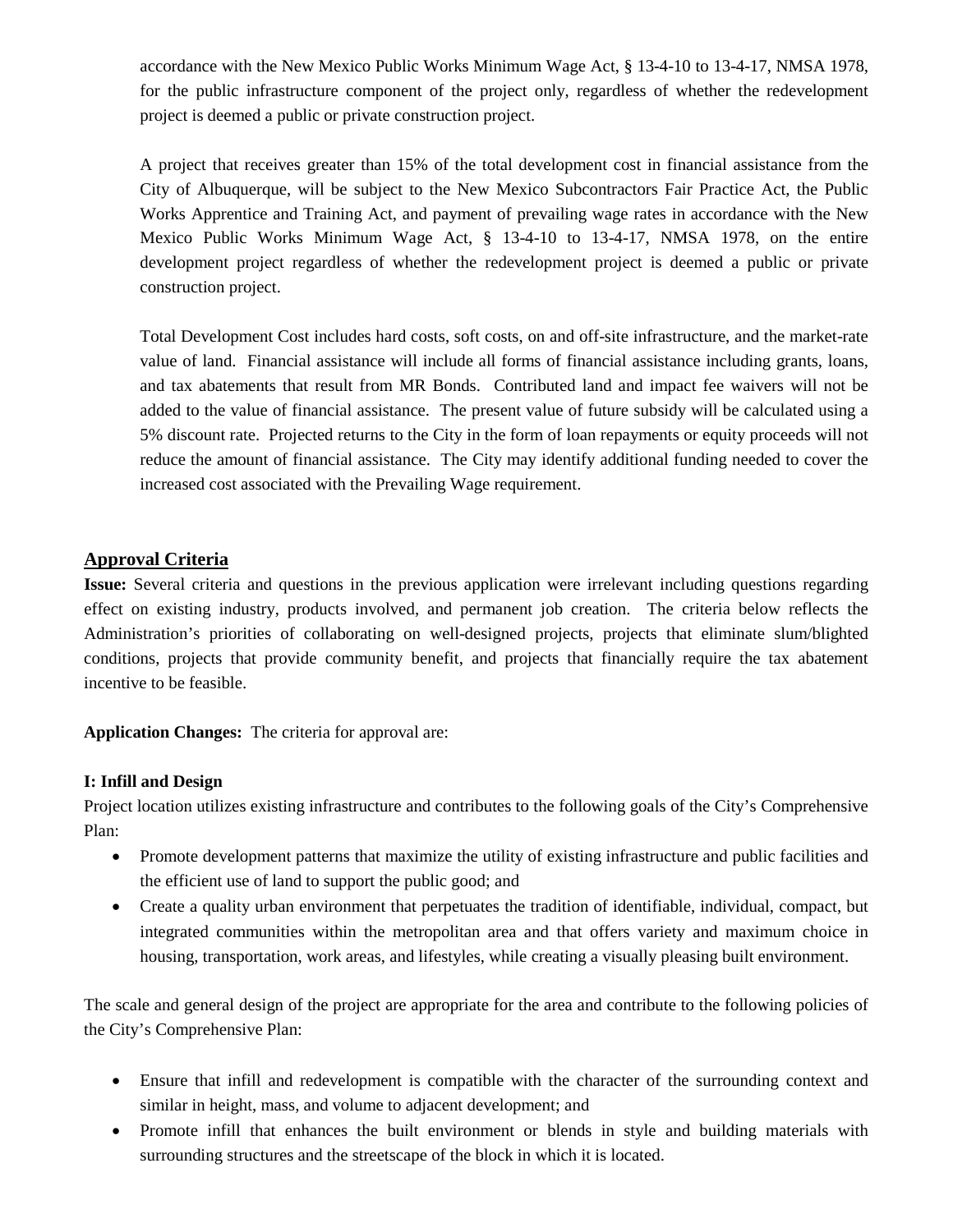accordance with the New Mexico Public Works Minimum Wage Act, § 13-4-10 to 13-4-17, NMSA 1978, for the public infrastructure component of the project only, regardless of whether the redevelopment project is deemed a public or private construction project.

A project that receives greater than 15% of the total development cost in financial assistance from the City of Albuquerque, will be subject to the New Mexico Subcontractors Fair Practice Act, the Public Works Apprentice and Training Act, and payment of prevailing wage rates in accordance with the New Mexico Public Works Minimum Wage Act, § 13-4-10 to 13-4-17, NMSA 1978, on the entire development project regardless of whether the redevelopment project is deemed a public or private construction project.

Total Development Cost includes hard costs, soft costs, on and off-site infrastructure, and the market-rate value of land. Financial assistance will include all forms of financial assistance including grants, loans, and tax abatements that result from MR Bonds. Contributed land and impact fee waivers will not be added to the value of financial assistance. The present value of future subsidy will be calculated using a 5% discount rate. Projected returns to the City in the form of loan repayments or equity proceeds will not reduce the amount of financial assistance. The City may identify additional funding needed to cover the increased cost associated with the Prevailing Wage requirement.

## Approval Criteria

**Issue:** Several criteria and questions in the previous application were irrelevant including questions regarding effect on existing industry, products involved, and permanent job creation. The criteria below reflects the Administration's priorities of collaborating on well-designed projects, projects that eliminate slum/blighted conditions, projects that provide community benefit, and projects that financially require the tax abatement incentive to be feasible.

**Application Changes:** The criteria for approval are:

**I: Infill and Design**

Project location utilizes existing infrastructure and contributes to the following goals of the City's Comprehensive Plan:

- Promote development patterns that maximize the utility of existing infrastructure and public facilities and the efficient use of land to support the public good; and
- Create a quality urban environment that perpetuates the tradition of identifiable, individual, compact, but integrated communities within the metropolitan area and that offers variety and maximum choice in housing, transportation, work areas, and lifestyles, while creating a visually pleasing built environment.

The scale and general design of the project are appropriate for the area and contribute to the following policies of the City's Comprehensive Plan:

- Ensure that infill and redevelopment is compatible with the character of the surrounding context and similar in height, mass, and volume to adjacent development; and
- Promote infill that enhances the built environment or blends in style and building materials with surrounding structures and the streetscape of the block in which it is located.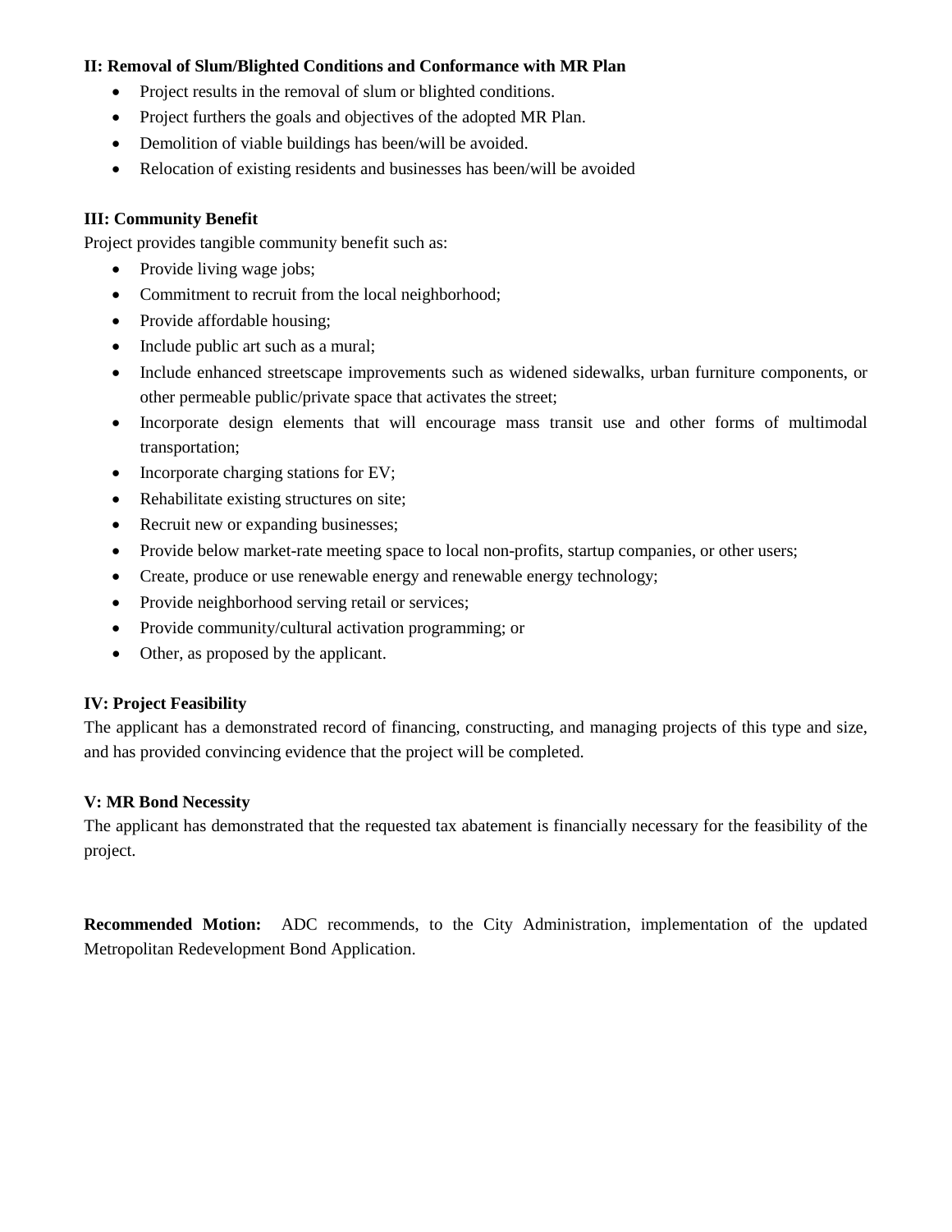**II: Removal of Slum/Blighted Conditions and Conformance with MR Plan**

- Project results in the removal of slum or blighted conditions.
- Project furthers the goals and objectives of the adopted MR Plan.
- Demolition of viable buildings has been/will be avoided.
- Relocation of existing residents and businesses has been/will be avoided

**III: Community Benefit**

Project provides tangible community benefit such as:

- Provide living wage jobs;
- Commitment to recruit from the local neighborhood;
- Provide affordable housing;
- Include public art such as a mural;
- Include enhanced streetscape improvements such as widened sidewalks, urban furniture components, or other permeable public/private space that activates the street;
- Incorporate design elements that will encourage mass transit use and other forms of multimodal transportation;
- Incorporate charging stations for EV;
- Rehabilitate existing structures on site;
- Recruit new or expanding businesses;
- Provide below market-rate meeting space to local non-profits, startup companies, or other users;
- Create, produce or use renewable energy and renewable energy technology;
- Provide neighborhood serving retail or services;
- Provide community/cultural activation programming; or
- Other, as proposed by the applicant.

**IV: Project Feasibility**

The applicant has a demonstrated record of financing, constructing, and managing projects of this type and size, and has provided convincing evidence that the project will be completed.

**V: MR Bond Necessity**

The applicant has demonstrated that the requested tax abatement is financially necessary for the feasibility of the project.

**Recommended Motion:** ADC recommends, to the City Administration, implementation of the updated Metropolitan Redevelopment Bond Application.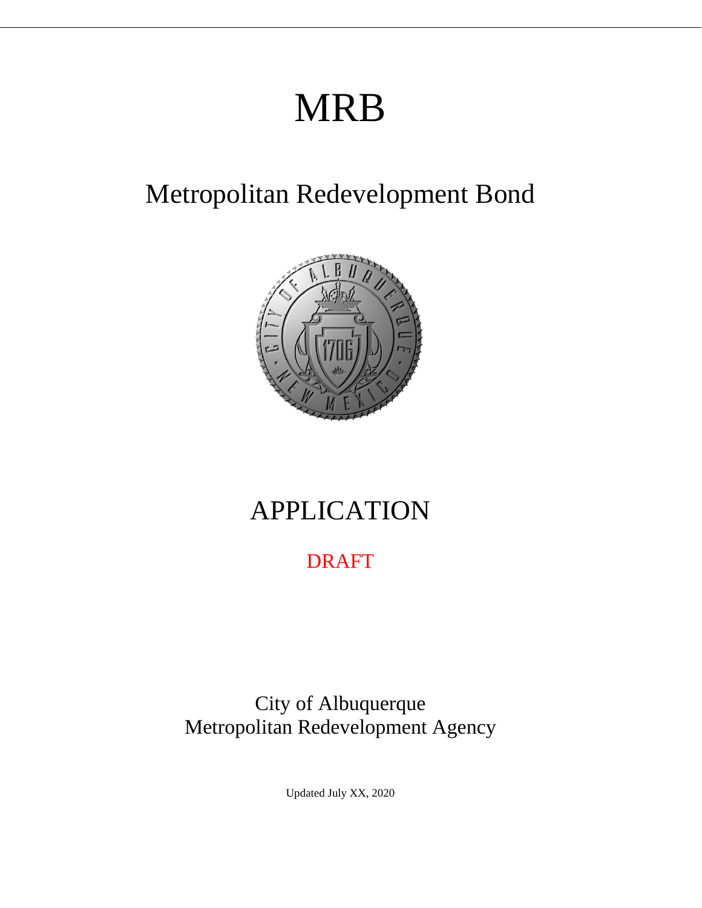# MRB

## Metropolitan Redevelopment Bond

# APPLICATION

DRAFT

City of Albuquerque
Metropolitan Redevelopment Agency

Updated July XX, 2020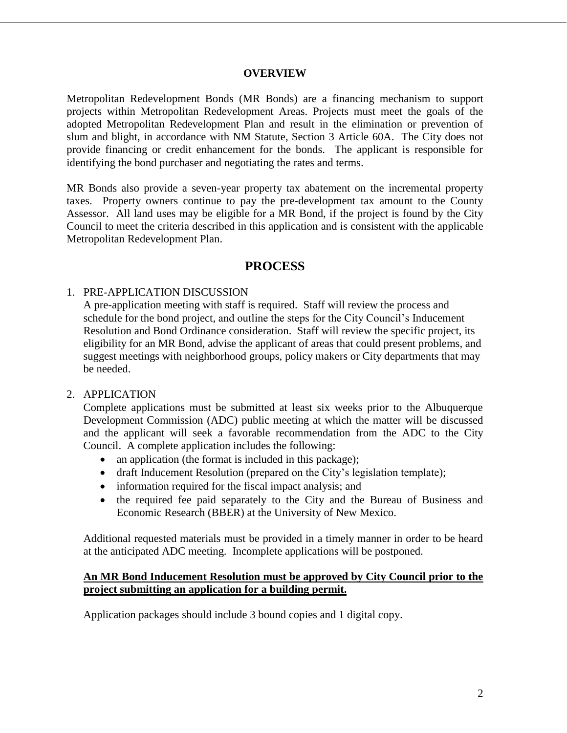## OVERVIEW

Metropolitan Redevelopment Bonds (MR Bonds) are a financing mechanism to support projects within Metropolitan Redevelopment Areas. Projects must meet the goals of the adopted Metropolitan Redevelopment Plan and result in the elimination or prevention of slum and blight, in accordance with NM Statute, Section 3 Article 60A. The City does not provide financing or credit enhancement for the bonds. The applicant is responsible for identifying the bond purchaser and negotiating the rates and terms.

MR Bonds also provide a seven-year property tax abatement on the incremental property taxes. Property owners continue to pay the pre-development tax amount to the County Assessor. All land uses may be eligible for a MR Bond, if the project is found by the City Council to meet the criteria described in this application and is consistent with the applicable Metropolitan Redevelopment Plan.

# PROCESS

1. PRE-APPLICATION DISCUSSION

   A pre-application meeting with staff is required. Staff will review the process and schedule for the bond project, and outline the steps for the City Council's Inducement Resolution and Bond Ordinance consideration. Staff will review the specific project, its eligibility for an MR Bond, advise the applicant of areas that could present problems, and suggest meetings with neighborhood groups, policy makers or City departments that may be needed.

2. APPLICATION

   Complete applications must be submitted at least six weeks prior to the Albuquerque Development Commission (ADC) public meeting at which the matter will be discussed and the applicant will seek a favorable recommendation from the ADC to the City Council. A complete application includes the following:

   - an application (the format is included in this package);
   - draft Inducement Resolution (prepared on the City's legislation template);
   - information required for the fiscal impact analysis; and
   - the required fee paid separately to the City and the Bureau of Business and Economic Research (BBER) at the University of New Mexico.

   Additional requested materials must be provided in a timely manner in order to be heard at the anticipated ADC meeting. Incomplete applications will be postponed.

   **An MR Bond Inducement Resolution must be approved by City Council prior to the project submitting an application for a building permit.**

   Application packages should include 3 bound copies and 1 digital copy.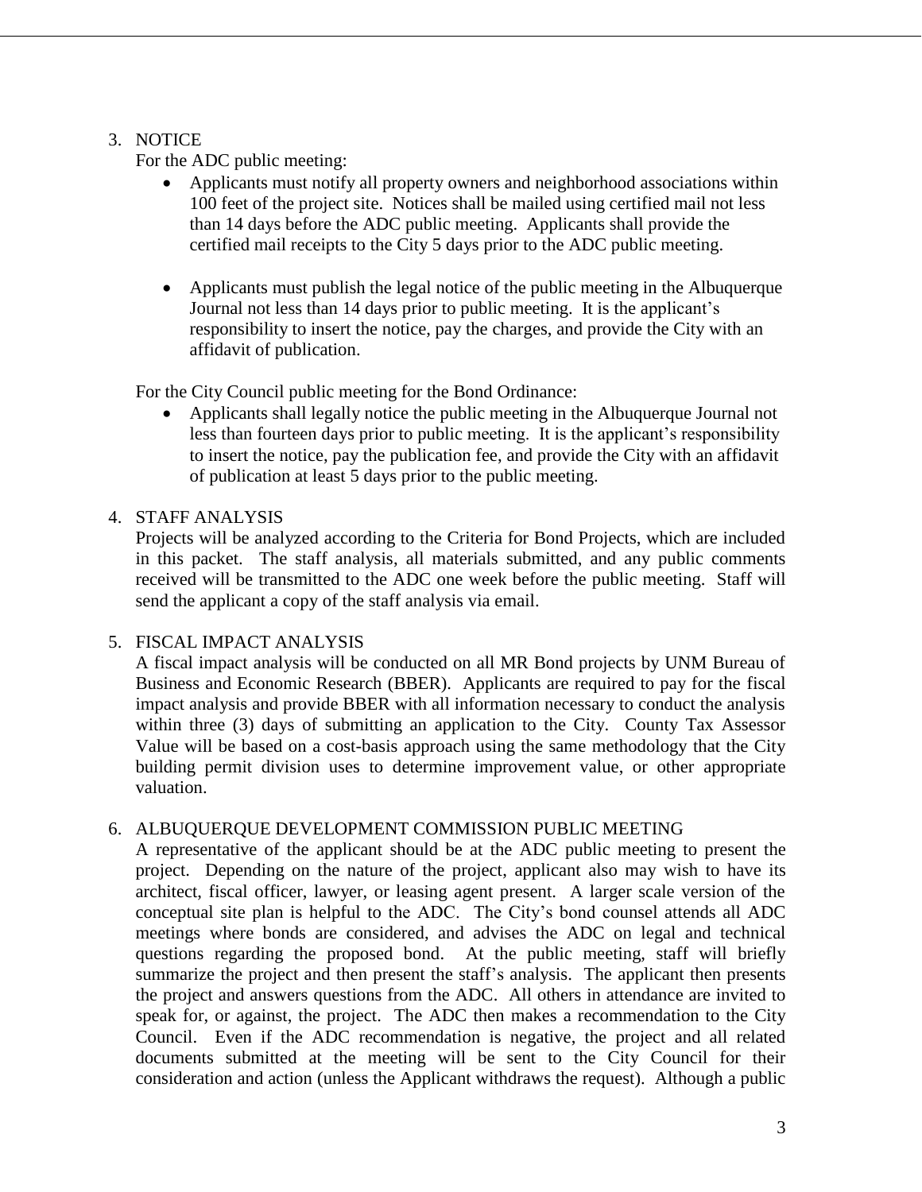3. NOTICE

   For the ADC public meeting:

   - Applicants must notify all property owners and neighborhood associations within 100 feet of the project site. Notices shall be mailed using certified mail not less than 14 days before the ADC public meeting. Applicants shall provide the certified mail receipts to the City 5 days prior to the ADC public meeting.

   - Applicants must publish the legal notice of the public meeting in the Albuquerque Journal not less than 14 days prior to public meeting. It is the applicant's responsibility to insert the notice, pay the charges, and provide the City with an affidavit of publication.

   For the City Council public meeting for the Bond Ordinance:

   - Applicants shall legally notice the public meeting in the Albuquerque Journal not less than fourteen days prior to public meeting. It is the applicant's responsibility to insert the notice, pay the publication fee, and provide the City with an affidavit of publication at least 5 days prior to the public meeting.

4. STAFF ANALYSIS

   Projects will be analyzed according to the Criteria for Bond Projects, which are included in this packet. The staff analysis, all materials submitted, and any public comments received will be transmitted to the ADC one week before the public meeting. Staff will send the applicant a copy of the staff analysis via email.

5. FISCAL IMPACT ANALYSIS

   A fiscal impact analysis will be conducted on all MR Bond projects by UNM Bureau of Business and Economic Research (BBER). Applicants are required to pay for the fiscal impact analysis and provide BBER with all information necessary to conduct the analysis within three (3) days of submitting an application to the City. County Tax Assessor Value will be based on a cost-basis approach using the same methodology that the City building permit division uses to determine improvement value, or other appropriate valuation.

6. ALBUQUERQUE DEVELOPMENT COMMISSION PUBLIC MEETING

   A representative of the applicant should be at the ADC public meeting to present the project. Depending on the nature of the project, applicant also may wish to have its architect, fiscal officer, lawyer, or leasing agent present. A larger scale version of the conceptual site plan is helpful to the ADC. The City's bond counsel attends all ADC meetings where bonds are considered, and advises the ADC on legal and technical questions regarding the proposed bond. At the public meeting, staff will briefly summarize the project and then present the staff's analysis. The applicant then presents the project and answers questions from the ADC. All others in attendance are invited to speak for, or against, the project. The ADC then makes a recommendation to the City Council. Even if the ADC recommendation is negative, the project and all related documents submitted at the meeting will be sent to the City Council for their consideration and action (unless the Applicant withdraws the request). Although a public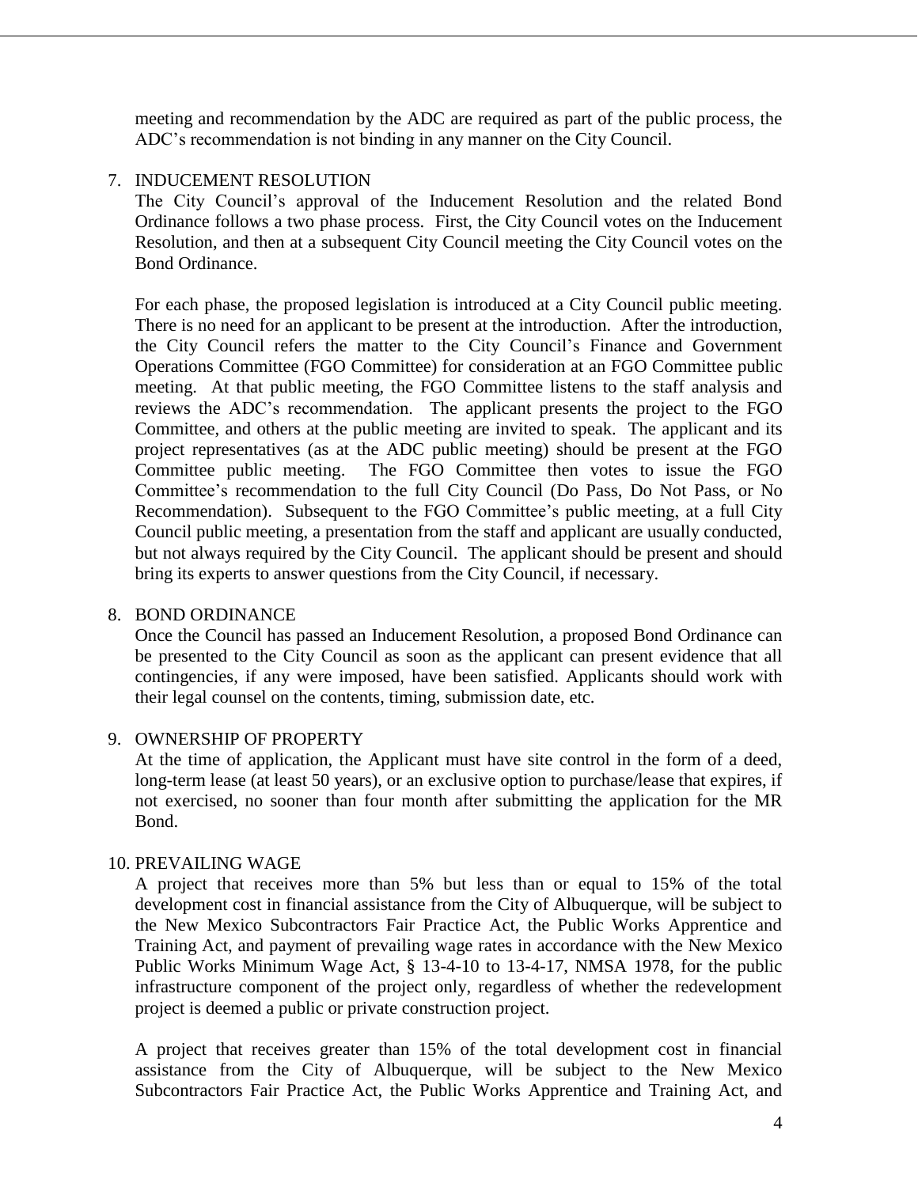meeting and recommendation by the ADC are required as part of the public process, the ADC's recommendation is not binding in any manner on the City Council.

7. INDUCEMENT RESOLUTION

   The City Council's approval of the Inducement Resolution and the related Bond Ordinance follows a two phase process. First, the City Council votes on the Inducement Resolution, and then at a subsequent City Council meeting the City Council votes on the Bond Ordinance.

   For each phase, the proposed legislation is introduced at a City Council public meeting. There is no need for an applicant to be present at the introduction. After the introduction, the City Council refers the matter to the City Council's Finance and Government Operations Committee (FGO Committee) for consideration at an FGO Committee public meeting. At that public meeting, the FGO Committee listens to the staff analysis and reviews the ADC's recommendation. The applicant presents the project to the FGO Committee, and others at the public meeting are invited to speak. The applicant and its project representatives (as at the ADC public meeting) should be present at the FGO Committee public meeting. The FGO Committee then votes to issue the FGO Committee's recommendation to the full City Council (Do Pass, Do Not Pass, or No Recommendation). Subsequent to the FGO Committee's public meeting, at a full City Council public meeting, a presentation from the staff and applicant are usually conducted, but not always required by the City Council. The applicant should be present and should bring its experts to answer questions from the City Council, if necessary.

8. BOND ORDINANCE

   Once the Council has passed an Inducement Resolution, a proposed Bond Ordinance can be presented to the City Council as soon as the applicant can present evidence that all contingencies, if any were imposed, have been satisfied. Applicants should work with their legal counsel on the contents, timing, submission date, etc.

9. OWNERSHIP OF PROPERTY

   At the time of application, the Applicant must have site control in the form of a deed, long-term lease (at least 50 years), or an exclusive option to purchase/lease that expires, if not exercised, no sooner than four month after submitting the application for the MR Bond.

10. PREVAILING WAGE

    A project that receives more than 5% but less than or equal to 15% of the total development cost in financial assistance from the City of Albuquerque, will be subject to the New Mexico Subcontractors Fair Practice Act, the Public Works Apprentice and Training Act, and payment of prevailing wage rates in accordance with the New Mexico Public Works Minimum Wage Act, § 13-4-10 to 13-4-17, NMSA 1978, for the public infrastructure component of the project only, regardless of whether the redevelopment project is deemed a public or private construction project.

    A project that receives greater than 15% of the total development cost in financial assistance from the City of Albuquerque, will be subject to the New Mexico Subcontractors Fair Practice Act, the Public Works Apprentice and Training Act, and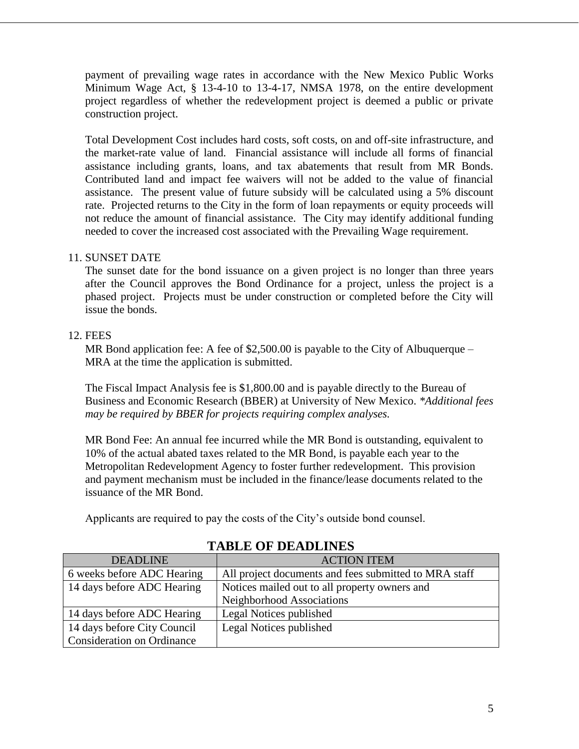payment of prevailing wage rates in accordance with the New Mexico Public Works Minimum Wage Act, § 13-4-10 to 13-4-17, NMSA 1978, on the entire development project regardless of whether the redevelopment project is deemed a public or private construction project.

Total Development Cost includes hard costs, soft costs, on and off-site infrastructure, and the market-rate value of land. Financial assistance will include all forms of financial assistance including grants, loans, and tax abatements that result from MR Bonds. Contributed land and impact fee waivers will not be added to the value of financial assistance. The present value of future subsidy will be calculated using a 5% discount rate. Projected returns to the City in the form of loan repayments or equity proceeds will not reduce the amount of financial assistance. The City may identify additional funding needed to cover the increased cost associated with the Prevailing Wage requirement.

11. SUNSET DATE

The sunset date for the bond issuance on a given project is no longer than three years after the Council approves the Bond Ordinance for a project, unless the project is a phased project. Projects must be under construction or completed before the City will issue the bonds.

12. FEES

MR Bond application fee: A fee of $2,500.00 is payable to the City of Albuquerque – MRA at the time the application is submitted.

The Fiscal Impact Analysis fee is $1,800.00 and is payable directly to the Bureau of Business and Economic Research (BBER) at University of New Mexico. *\*Additional fees may be required by BBER for projects requiring complex analyses.*

MR Bond Fee: An annual fee incurred while the MR Bond is outstanding, equivalent to 10% of the actual abated taxes related to the MR Bond, is payable each year to the Metropolitan Redevelopment Agency to foster further redevelopment. This provision and payment mechanism must be included in the finance/lease documents related to the issuance of the MR Bond.

Applicants are required to pay the costs of the City's outside bond counsel.

## TABLE OF DEADLINES

| DEADLINE | ACTION ITEM |
|---|---|
| 6 weeks before ADC Hearing | All project documents and fees submitted to MRA staff |
| 14 days before ADC Hearing | Notices mailed out to all property owners and Neighborhood Associations |
| 14 days before ADC Hearing | Legal Notices published |
| 14 days before City Council Consideration on Ordinance | Legal Notices published |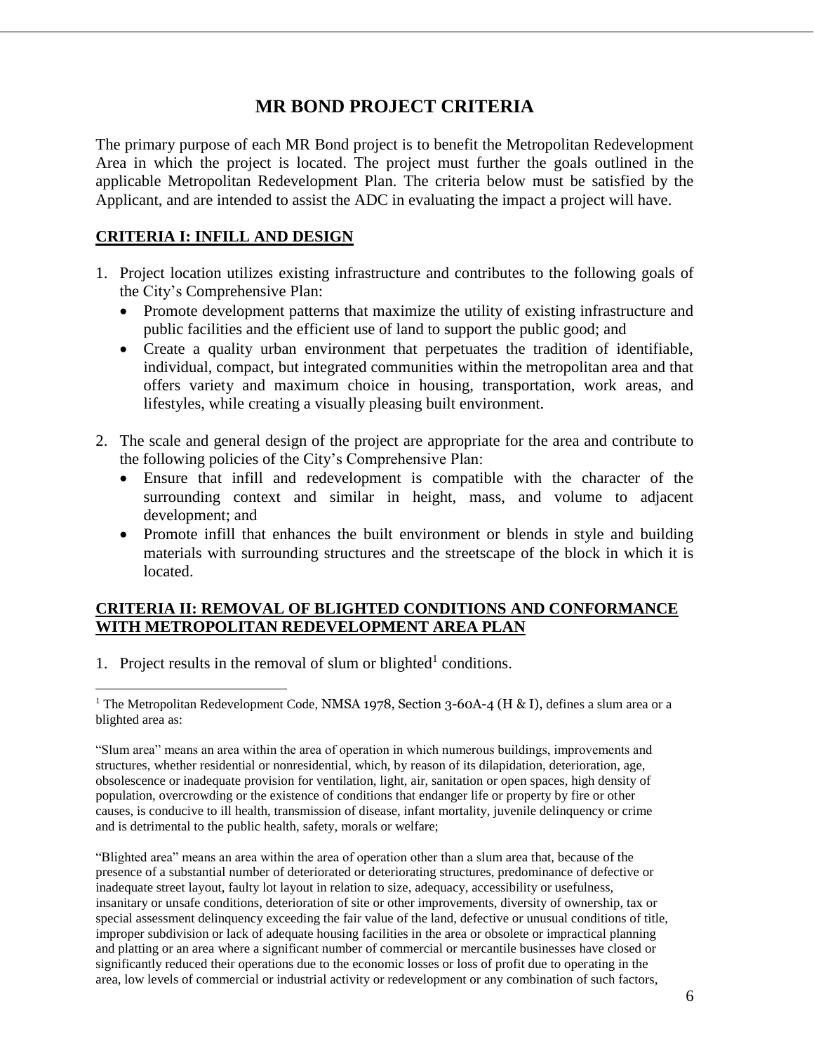# MR BOND PROJECT CRITERIA

The primary purpose of each MR Bond project is to benefit the Metropolitan Redevelopment Area in which the project is located. The project must further the goals outlined in the applicable Metropolitan Redevelopment Plan. The criteria below must be satisfied by the Applicant, and are intended to assist the ADC in evaluating the impact a project will have.

## CRITERIA I: INFILL AND DESIGN

1. Project location utilizes existing infrastructure and contributes to the following goals of the City's Comprehensive Plan:
   - Promote development patterns that maximize the utility of existing infrastructure and public facilities and the efficient use of land to support the public good; and
   - Create a quality urban environment that perpetuates the tradition of identifiable, individual, compact, but integrated communities within the metropolitan area and that offers variety and maximum choice in housing, transportation, work areas, and lifestyles, while creating a visually pleasing built environment.

2. The scale and general design of the project are appropriate for the area and contribute to the following policies of the City's Comprehensive Plan:
   - Ensure that infill and redevelopment is compatible with the character of the surrounding context and similar in height, mass, and volume to adjacent development; and
   - Promote infill that enhances the built environment or blends in style and building materials with surrounding structures and the streetscape of the block in which it is located.

## CRITERIA II: REMOVAL OF BLIGHTED CONDITIONS AND CONFORMANCE WITH METROPOLITAN REDEVELOPMENT AREA PLAN

1. Project results in the removal of slum or blighted[1] conditions.

---

[1] The Metropolitan Redevelopment Code, NMSA 1978, Section 3-60A-4 (H & I), defines a slum area or a blighted area as:

"Slum area" means an area within the area of operation in which numerous buildings, improvements and structures, whether residential or nonresidential, which, by reason of its dilapidation, deterioration, age, obsolescence or inadequate provision for ventilation, light, air, sanitation or open spaces, high density of population, overcrowding or the existence of conditions that endanger life or property by fire or other causes, is conducive to ill health, transmission of disease, infant mortality, juvenile delinquency or crime and is detrimental to the public health, safety, morals or welfare;

"Blighted area" means an area within the area of operation other than a slum area that, because of the presence of a substantial number of deteriorated or deteriorating structures, predominance of defective or inadequate street layout, faulty lot layout in relation to size, adequacy, accessibility or usefulness, insanitary or unsafe conditions, deterioration of site or other improvements, diversity of ownership, tax or special assessment delinquency exceeding the fair value of the land, defective or unusual conditions of title, improper subdivision or lack of adequate housing facilities in the area or obsolete or impractical planning and platting or an area where a significant number of commercial or mercantile businesses have closed or significantly reduced their operations due to the economic losses or loss of profit due to operating in the area, low levels of commercial or industrial activity or redevelopment or any combination of such factors,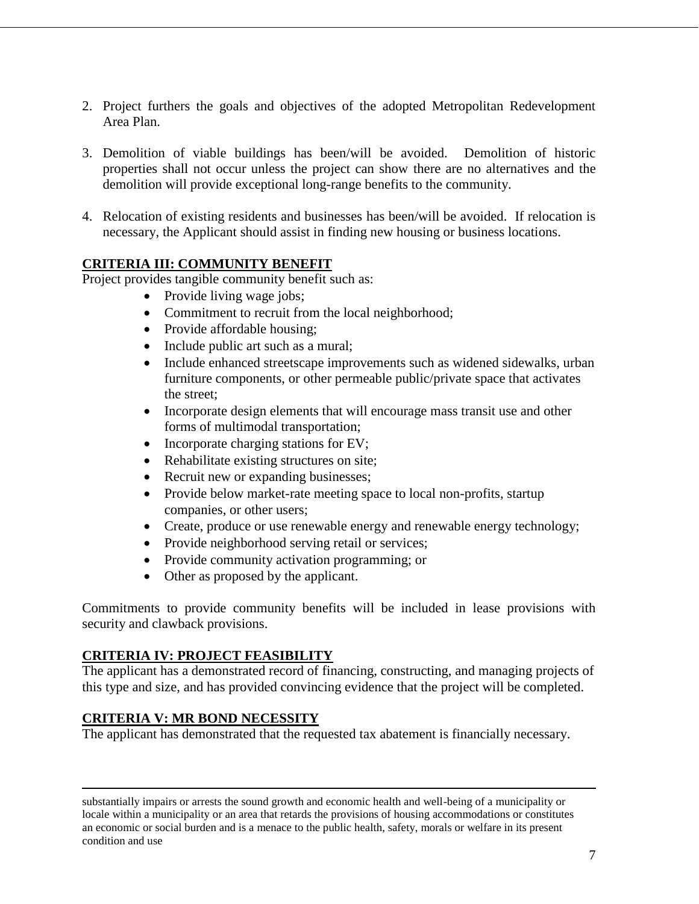2. Project furthers the goals and objectives of the adopted Metropolitan Redevelopment Area Plan.

3. Demolition of viable buildings has been/will be avoided. Demolition of historic properties shall not occur unless the project can show there are no alternatives and the demolition will provide exceptional long-range benefits to the community.

4. Relocation of existing residents and businesses has been/will be avoided. If relocation is necessary, the Applicant should assist in finding new housing or business locations.

**CRITERIA III: COMMUNITY BENEFIT**

Project provides tangible community benefit such as:

- Provide living wage jobs;
- Commitment to recruit from the local neighborhood;
- Provide affordable housing;
- Include public art such as a mural;
- Include enhanced streetscape improvements such as widened sidewalks, urban furniture components, or other permeable public/private space that activates the street;
- Incorporate design elements that will encourage mass transit use and other forms of multimodal transportation;
- Incorporate charging stations for EV;
- Rehabilitate existing structures on site;
- Recruit new or expanding businesses;
- Provide below market-rate meeting space to local non-profits, startup companies, or other users;
- Create, produce or use renewable energy and renewable energy technology;
- Provide neighborhood serving retail or services;
- Provide community activation programming; or
- Other as proposed by the applicant.

Commitments to provide community benefits will be included in lease provisions with security and clawback provisions.

**CRITERIA IV: PROJECT FEASIBILITY**

The applicant has a demonstrated record of financing, constructing, and managing projects of this type and size, and has provided convincing evidence that the project will be completed.

**CRITERIA V: MR BOND NECESSITY**

The applicant has demonstrated that the requested tax abatement is financially necessary.

---

substantially impairs or arrests the sound growth and economic health and well-being of a municipality or locale within a municipality or an area that retards the provisions of housing accommodations or constitutes an economic or social burden and is a menace to the public health, safety, morals or welfare in its present condition and use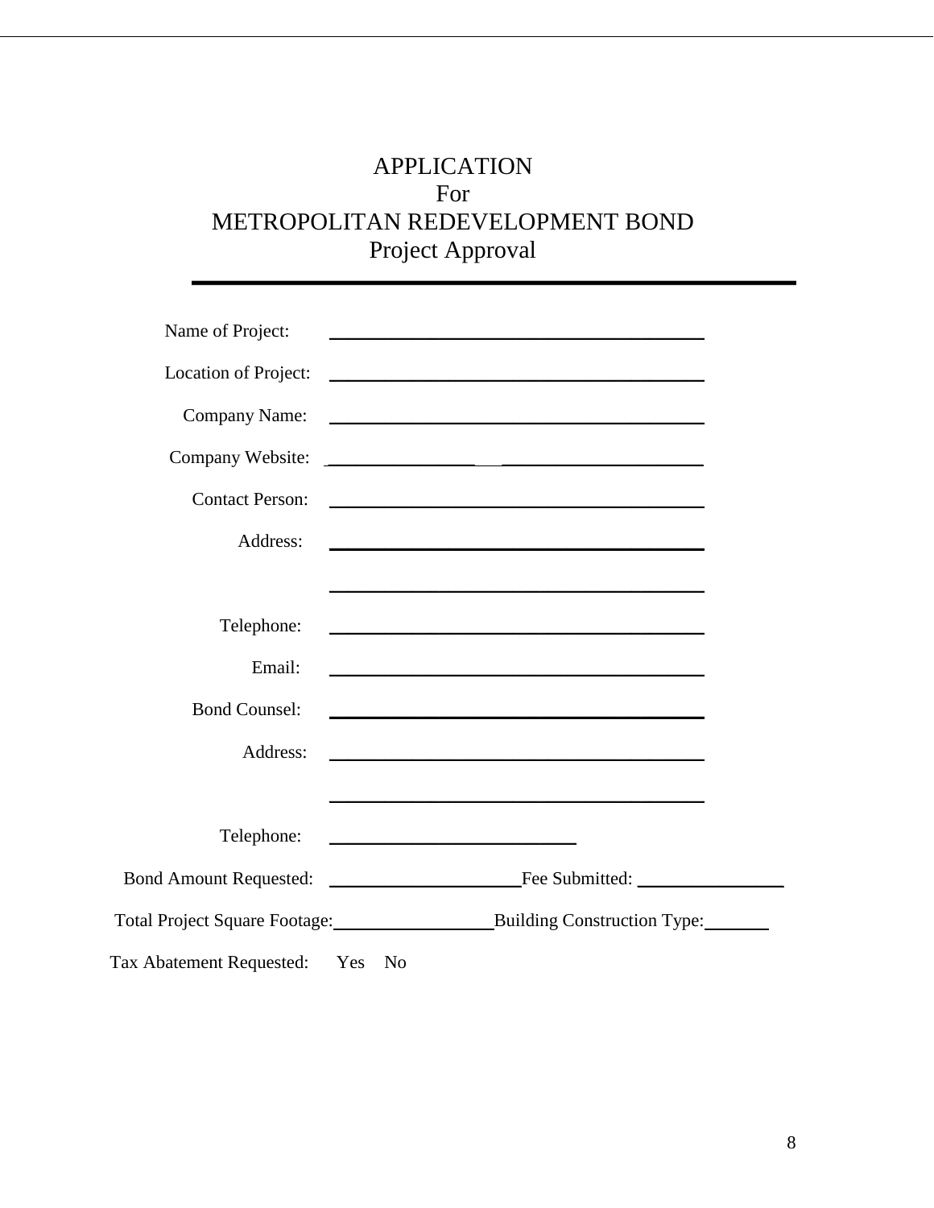# APPLICATION
# For
# METROPOLITAN REDEVELOPMENT BOND
# Project Approval

---

Name of Project: ________________________________________

Location of Project: ________________________________________

Company Name: ________________________________________

Company Website: ________________________________________

Contact Person: ________________________________________

Address: ________________________________________

________________________________________

Telephone: ________________________________________

Email: ________________________________________

Bond Counsel: ________________________________________

Address: ________________________________________

________________________________________

Telephone: ___________________________

Bond Amount Requested: _____________________ Fee Submitted: ________________

Total Project Square Footage: __________________ Building Construction Type: _______

Tax Abatement Requested: Yes No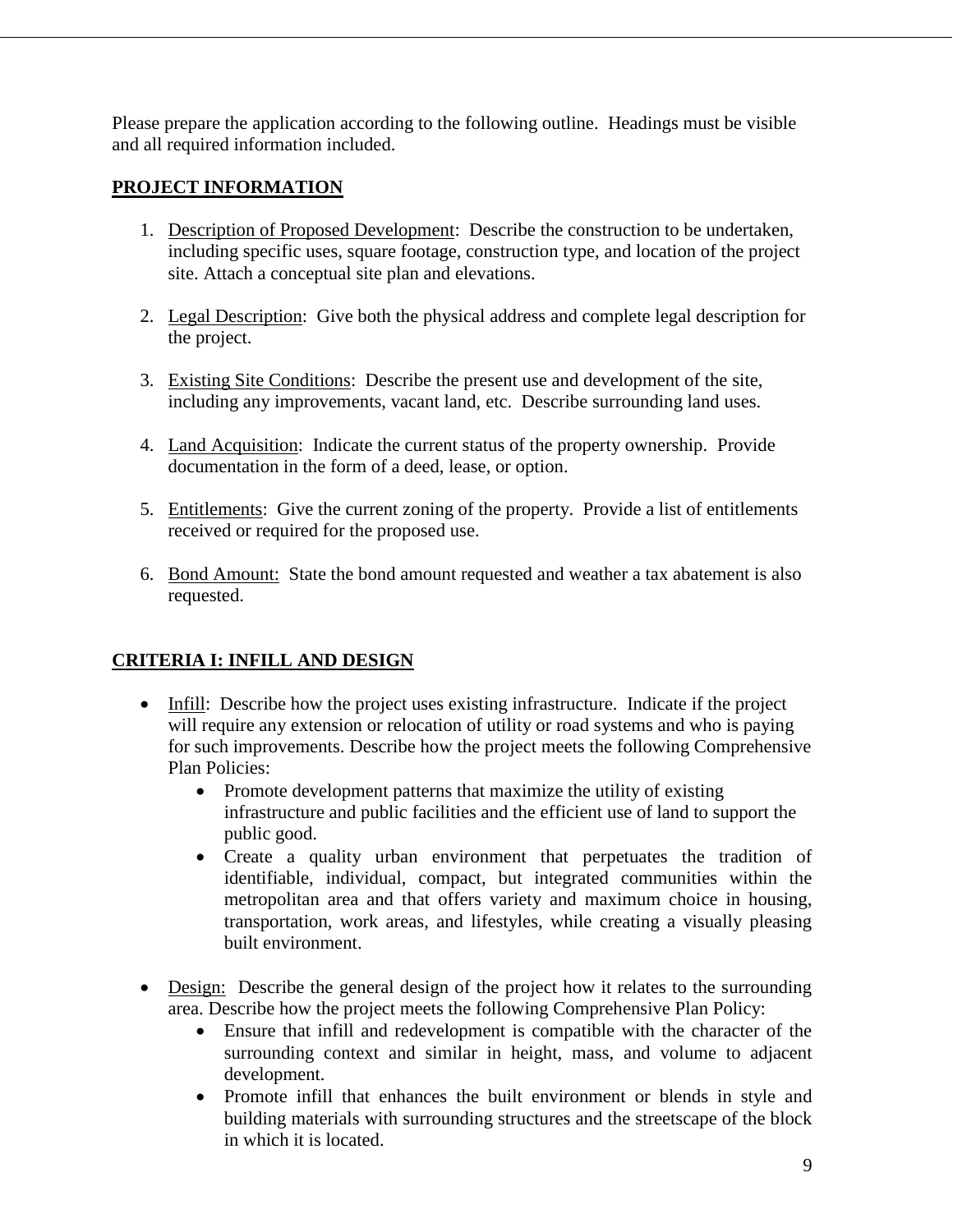Please prepare the application according to the following outline. Headings must be visible and all required information included.

## PROJECT INFORMATION

1. Description of Proposed Development: Describe the construction to be undertaken, including specific uses, square footage, construction type, and location of the project site. Attach a conceptual site plan and elevations.

2. Legal Description: Give both the physical address and complete legal description for the project.

3. Existing Site Conditions: Describe the present use and development of the site, including any improvements, vacant land, etc. Describe surrounding land uses.

4. Land Acquisition: Indicate the current status of the property ownership. Provide documentation in the form of a deed, lease, or option.

5. Entitlements: Give the current zoning of the property. Provide a list of entitlements received or required for the proposed use.

6. Bond Amount: State the bond amount requested and weather a tax abatement is also requested.

## CRITERIA I: INFILL AND DESIGN

- Infill: Describe how the project uses existing infrastructure. Indicate if the project will require any extension or relocation of utility or road systems and who is paying for such improvements. Describe how the project meets the following Comprehensive Plan Policies:
  - Promote development patterns that maximize the utility of existing infrastructure and public facilities and the efficient use of land to support the public good.
  - Create a quality urban environment that perpetuates the tradition of identifiable, individual, compact, but integrated communities within the metropolitan area and that offers variety and maximum choice in housing, transportation, work areas, and lifestyles, while creating a visually pleasing built environment.

- Design: Describe the general design of the project how it relates to the surrounding area. Describe how the project meets the following Comprehensive Plan Policy:
  - Ensure that infill and redevelopment is compatible with the character of the surrounding context and similar in height, mass, and volume to adjacent development.
  - Promote infill that enhances the built environment or blends in style and building materials with surrounding structures and the streetscape of the block in which it is located.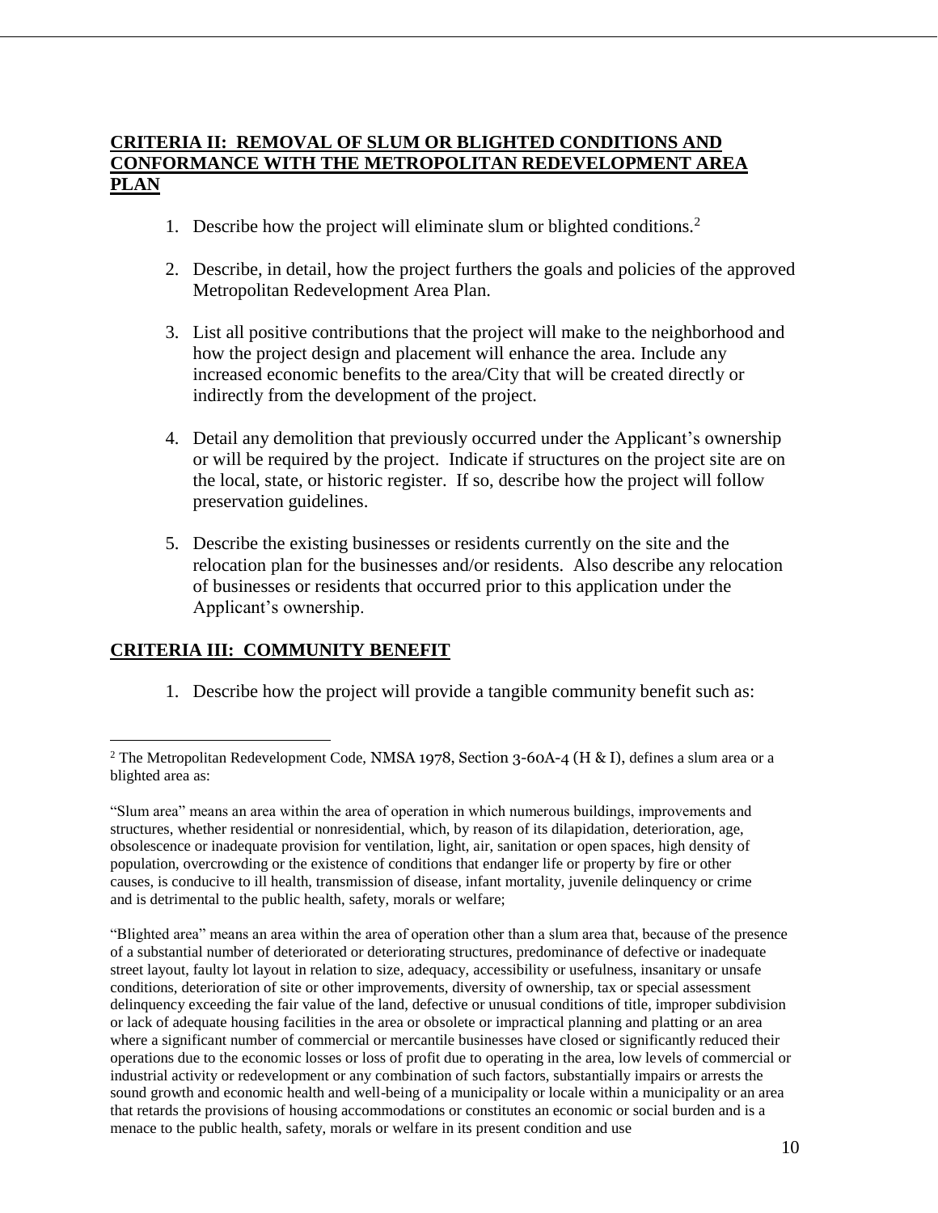## CRITERIA II: REMOVAL OF SLUM OR BLIGHTED CONDITIONS AND CONFORMANCE WITH THE METROPOLITAN REDEVELOPMENT AREA PLAN

1. Describe how the project will eliminate slum or blighted conditions.[2]

2. Describe, in detail, how the project furthers the goals and policies of the approved Metropolitan Redevelopment Area Plan.

3. List all positive contributions that the project will make to the neighborhood and how the project design and placement will enhance the area. Include any increased economic benefits to the area/City that will be created directly or indirectly from the development of the project.

4. Detail any demolition that previously occurred under the Applicant's ownership or will be required by the project. Indicate if structures on the project site are on the local, state, or historic register. If so, describe how the project will follow preservation guidelines.

5. Describe the existing businesses or residents currently on the site and the relocation plan for the businesses and/or residents. Also describe any relocation of businesses or residents that occurred prior to this application under the Applicant's ownership.

## CRITERIA III: COMMUNITY BENEFIT

1. Describe how the project will provide a tangible community benefit such as:

---

[2] The Metropolitan Redevelopment Code, NMSA 1978, Section 3-60A-4 (H & I), defines a slum area or a blighted area as:

"Slum area" means an area within the area of operation in which numerous buildings, improvements and structures, whether residential or nonresidential, which, by reason of its dilapidation, deterioration, age, obsolescence or inadequate provision for ventilation, light, air, sanitation or open spaces, high density of population, overcrowding or the existence of conditions that endanger life or property by fire or other causes, is conducive to ill health, transmission of disease, infant mortality, juvenile delinquency or crime and is detrimental to the public health, safety, morals or welfare;

"Blighted area" means an area within the area of operation other than a slum area that, because of the presence of a substantial number of deteriorated or deteriorating structures, predominance of defective or inadequate street layout, faulty lot layout in relation to size, adequacy, accessibility or usefulness, insanitary or unsafe conditions, deterioration of site or other improvements, diversity of ownership, tax or special assessment delinquency exceeding the fair value of the land, defective or unusual conditions of title, improper subdivision or lack of adequate housing facilities in the area or obsolete or impractical planning and platting or an area where a significant number of commercial or mercantile businesses have closed or significantly reduced their operations due to the economic losses or loss of profit due to operating in the area, low levels of commercial or industrial activity or redevelopment or any combination of such factors, substantially impairs or arrests the sound growth and economic health and well-being of a municipality or locale within a municipality or an area that retards the provisions of housing accommodations or constitutes an economic or social burden and is a menace to the public health, safety, morals or welfare in its present condition and use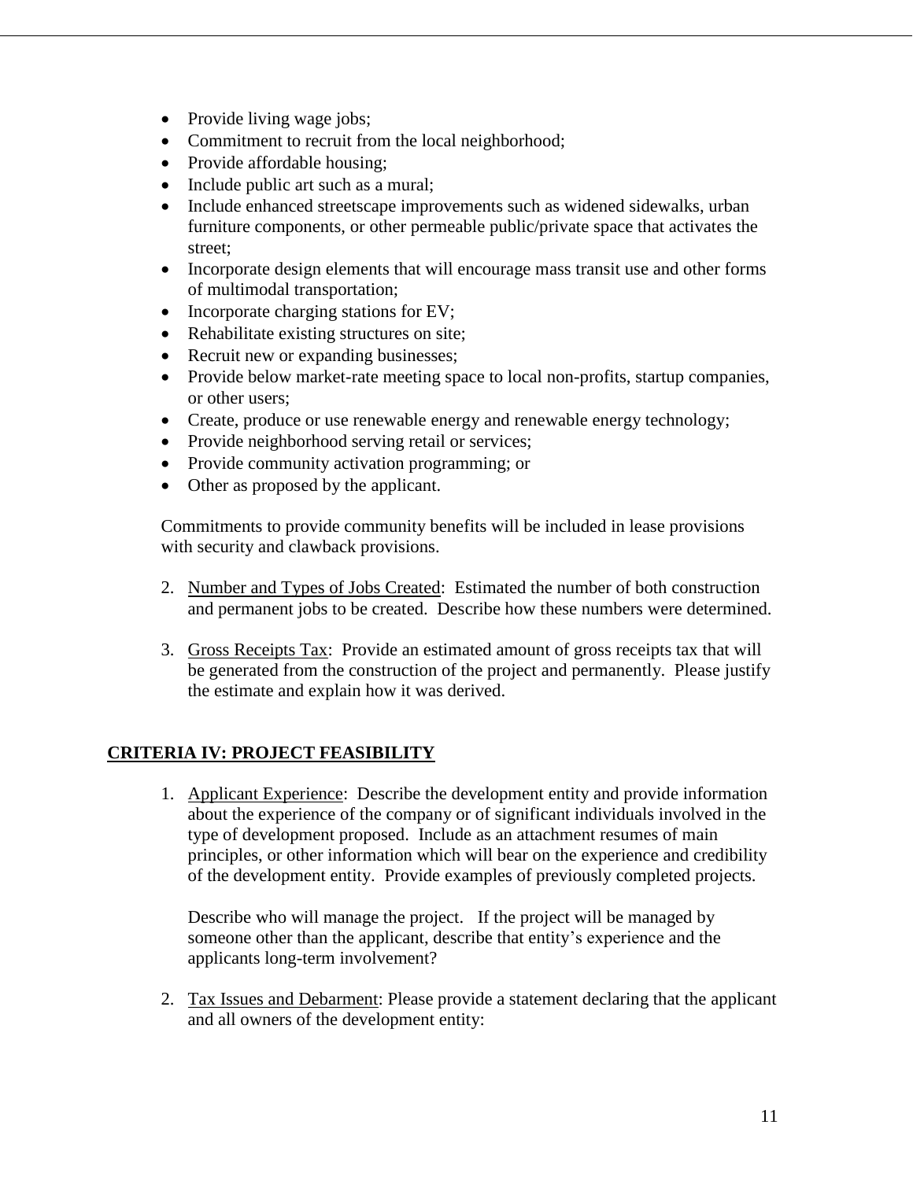- Provide living wage jobs;
- Commitment to recruit from the local neighborhood;
- Provide affordable housing;
- Include public art such as a mural;
- Include enhanced streetscape improvements such as widened sidewalks, urban furniture components, or other permeable public/private space that activates the street;
- Incorporate design elements that will encourage mass transit use and other forms of multimodal transportation;
- Incorporate charging stations for EV;
- Rehabilitate existing structures on site;
- Recruit new or expanding businesses;
- Provide below market-rate meeting space to local non-profits, startup companies, or other users;
- Create, produce or use renewable energy and renewable energy technology;
- Provide neighborhood serving retail or services;
- Provide community activation programming; or
- Other as proposed by the applicant.

Commitments to provide community benefits will be included in lease provisions with security and clawback provisions.

2. Number and Types of Jobs Created: Estimated the number of both construction and permanent jobs to be created. Describe how these numbers were determined.

3. Gross Receipts Tax: Provide an estimated amount of gross receipts tax that will be generated from the construction of the project and permanently. Please justify the estimate and explain how it was derived.

## CRITERIA IV: PROJECT FEASIBILITY

1. Applicant Experience: Describe the development entity and provide information about the experience of the company or of significant individuals involved in the type of development proposed. Include as an attachment resumes of main principles, or other information which will bear on the experience and credibility of the development entity. Provide examples of previously completed projects.

   Describe who will manage the project. If the project will be managed by someone other than the applicant, describe that entity's experience and the applicants long-term involvement?

2. Tax Issues and Debarment: Please provide a statement declaring that the applicant and all owners of the development entity: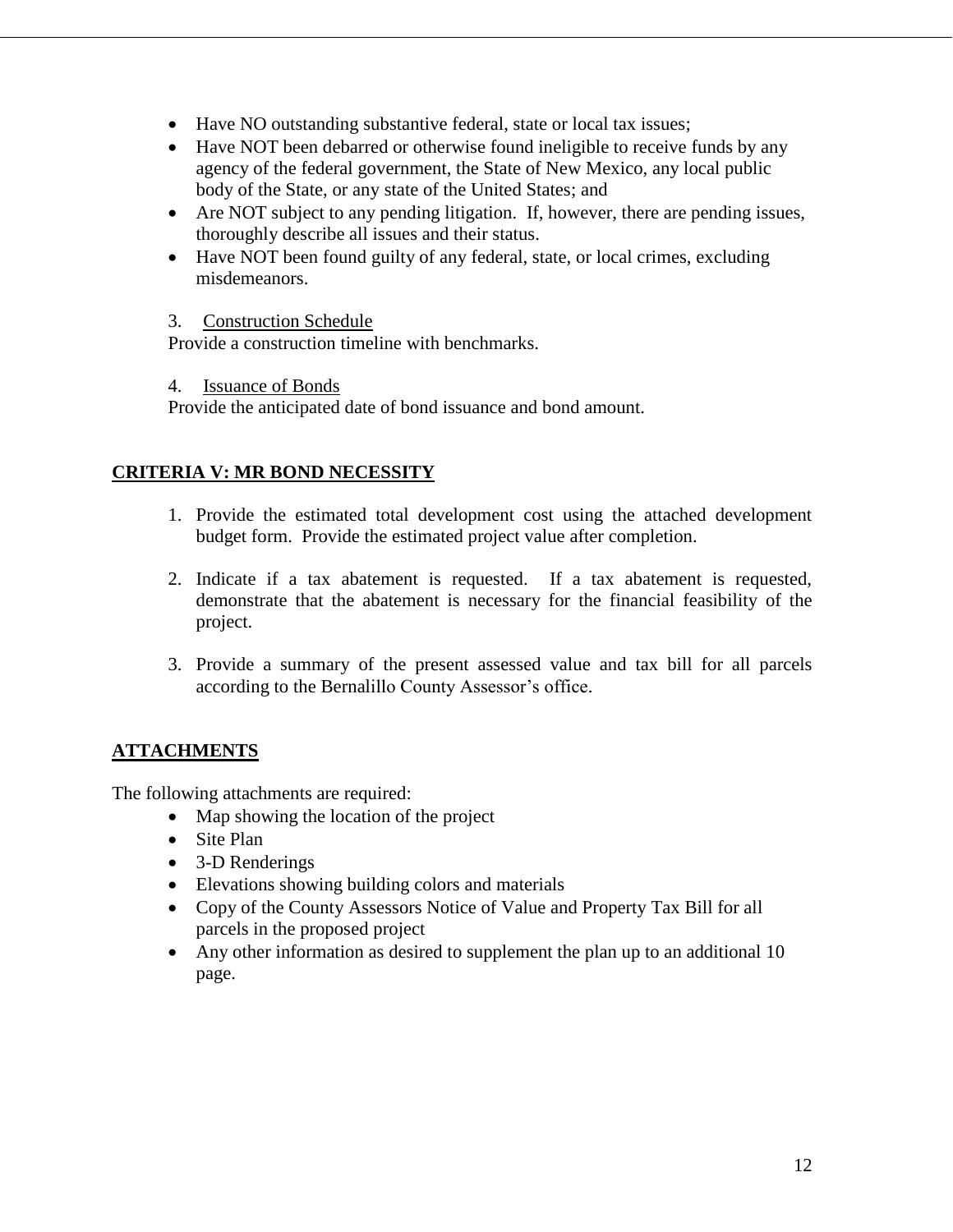- Have NO outstanding substantive federal, state or local tax issues;
- Have NOT been debarred or otherwise found ineligible to receive funds by any agency of the federal government, the State of New Mexico, any local public body of the State, or any state of the United States; and
- Are NOT subject to any pending litigation. If, however, there are pending issues, thoroughly describe all issues and their status.
- Have NOT been found guilty of any federal, state, or local crimes, excluding misdemeanors.

3. Construction Schedule

Provide a construction timeline with benchmarks.

4. Issuance of Bonds

Provide the anticipated date of bond issuance and bond amount.

## CRITERIA V: MR BOND NECESSITY

1. Provide the estimated total development cost using the attached development budget form. Provide the estimated project value after completion.
2. Indicate if a tax abatement is requested. If a tax abatement is requested, demonstrate that the abatement is necessary for the financial feasibility of the project.
3. Provide a summary of the present assessed value and tax bill for all parcels according to the Bernalillo County Assessor's office.

## ATTACHMENTS

The following attachments are required:

- Map showing the location of the project
- Site Plan
- 3-D Renderings
- Elevations showing building colors and materials
- Copy of the County Assessors Notice of Value and Property Tax Bill for all parcels in the proposed project
- Any other information as desired to supplement the plan up to an additional 10 page.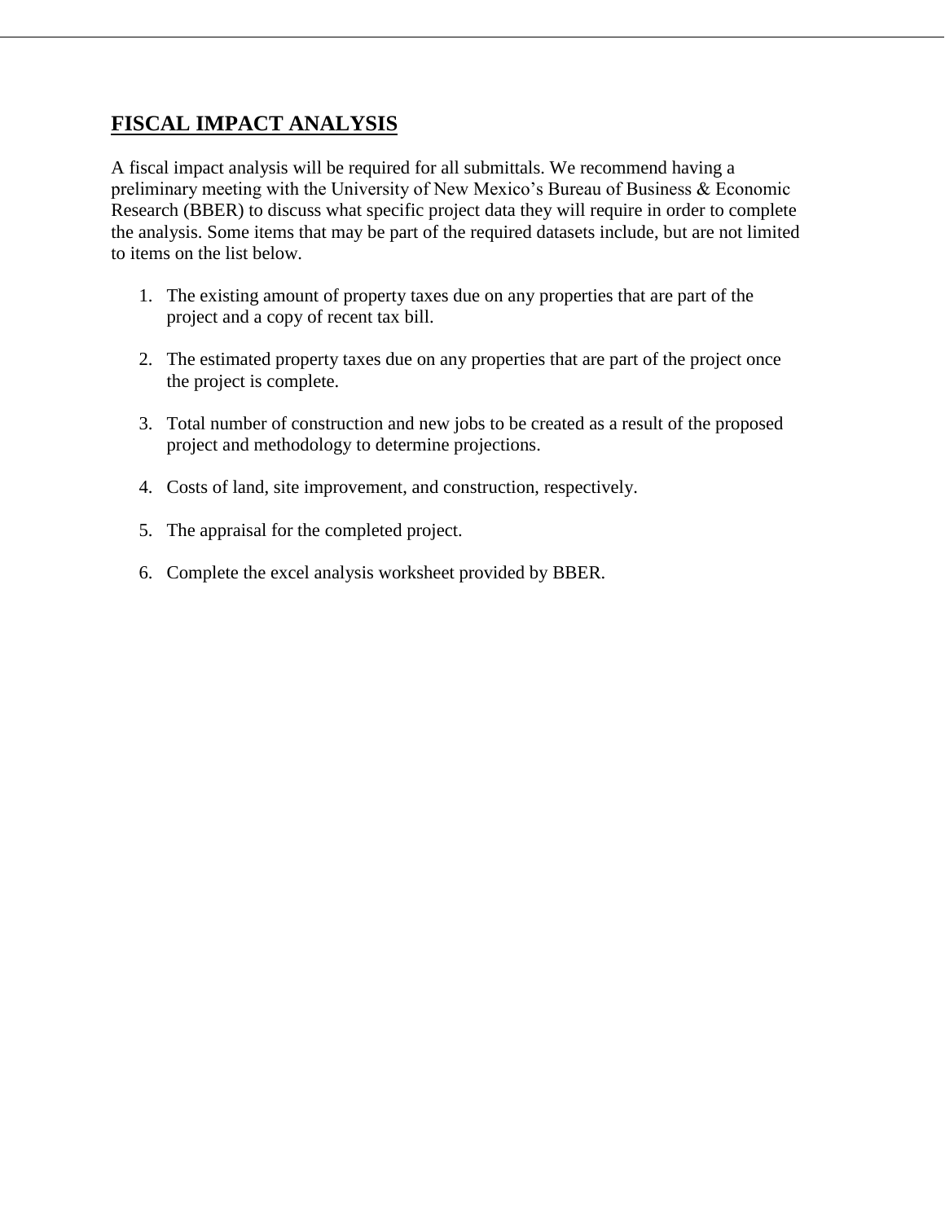## FISCAL IMPACT ANALYSIS

A fiscal impact analysis will be required for all submittals. We recommend having a preliminary meeting with the University of New Mexico's Bureau of Business & Economic Research (BBER) to discuss what specific project data they will require in order to complete the analysis. Some items that may be part of the required datasets include, but are not limited to items on the list below.

1. The existing amount of property taxes due on any properties that are part of the project and a copy of recent tax bill.

2. The estimated property taxes due on any properties that are part of the project once the project is complete.

3. Total number of construction and new jobs to be created as a result of the proposed project and methodology to determine projections.

4. Costs of land, site improvement, and construction, respectively.

5. The appraisal for the completed project.

6. Complete the excel analysis worksheet provided by BBER.